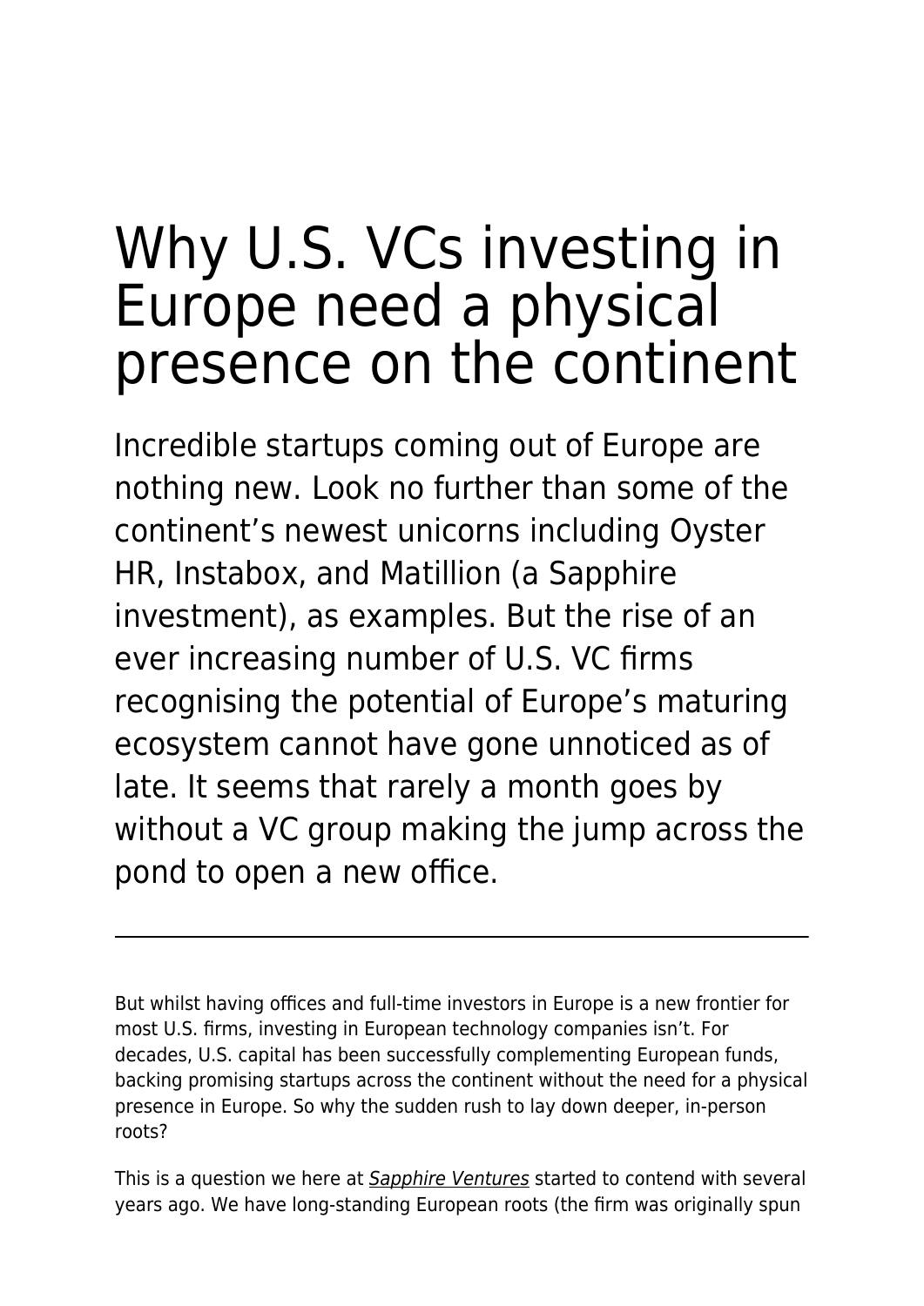# Why U.S. VCs investing in Europe need a physical presence on the continent

Incredible startups coming out of Europe are nothing new. Look no further than some of the continent's newest unicorns including Oyster HR, Instabox, and Matillion (a Sapphire investment), as examples. But the rise of an ever increasing number of U.S. VC firms recognising the potential of Europe's maturing ecosystem cannot have gone unnoticed as of late. It seems that rarely a month goes by without a VC group making the jump across the pond to open a new office.

---

But whilst having offices and full-time investors in Europe is a new frontier for most U.S. firms, investing in European technology companies isn't. For decades, U.S. capital has been successfully complementing European funds, backing promising startups across the continent without the need for a physical presence in Europe. So why the sudden rush to lay down deeper, in-person roots?

This is a question we here at *Sapphire Ventures* started to contend with several years ago. We have long-standing European roots (the firm was originally spun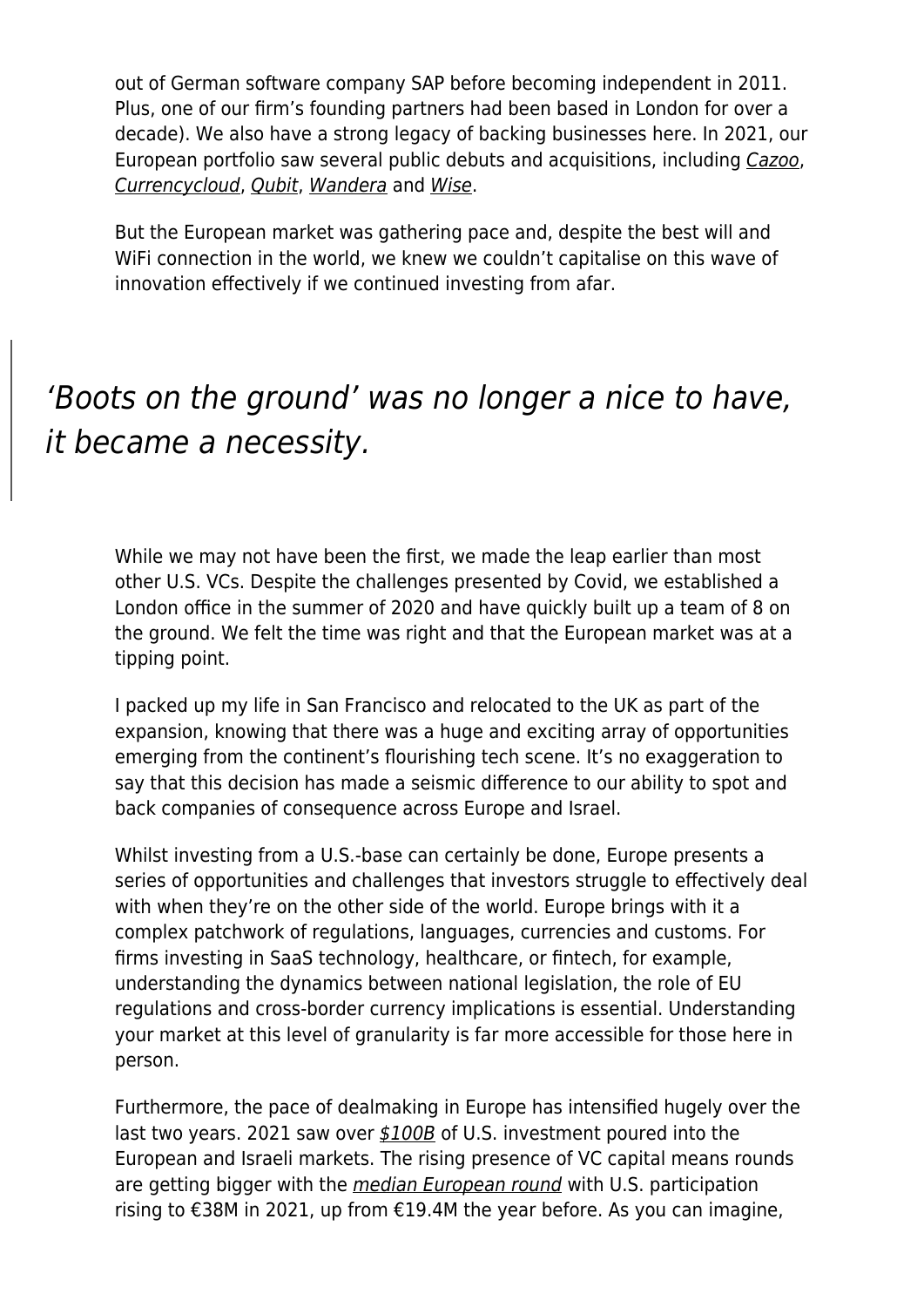out of German software company SAP before becoming independent in 2011. Plus, one of our firm's founding partners had been based in London for over a decade). We also have a strong legacy of backing businesses here. In 2021, our European portfolio saw several public debuts and acquisitions, including *Cazoo*, *Currencycloud*, *Qubit*, *Wandera* and *Wise*.

But the European market was gathering pace and, despite the best will and WiFi connection in the world, we knew we couldn't capitalise on this wave of innovation effectively if we continued investing from afar.

> *'Boots on the ground' was no longer a nice to have, it became a necessity.*

While we may not have been the first, we made the leap earlier than most other U.S. VCs. Despite the challenges presented by Covid, we established a London office in the summer of 2020 and have quickly built up a team of 8 on the ground. We felt the time was right and that the European market was at a tipping point.

I packed up my life in San Francisco and relocated to the UK as part of the expansion, knowing that there was a huge and exciting array of opportunities emerging from the continent's flourishing tech scene. It's no exaggeration to say that this decision has made a seismic difference to our ability to spot and back companies of consequence across Europe and Israel.

Whilst investing from a U.S.-base can certainly be done, Europe presents a series of opportunities and challenges that investors struggle to effectively deal with when they're on the other side of the world. Europe brings with it a complex patchwork of regulations, languages, currencies and customs. For firms investing in SaaS technology, healthcare, or fintech, for example, understanding the dynamics between national legislation, the role of EU regulations and cross-border currency implications is essential. Understanding your market at this level of granularity is far more accessible for those here in person.

Furthermore, the pace of dealmaking in Europe has intensified hugely over the last two years. 2021 saw over *$100B* of U.S. investment poured into the European and Israeli markets. The rising presence of VC capital means rounds are getting bigger with the *median European round* with U.S. participation rising to €38M in 2021, up from €19.4M the year before. As you can imagine,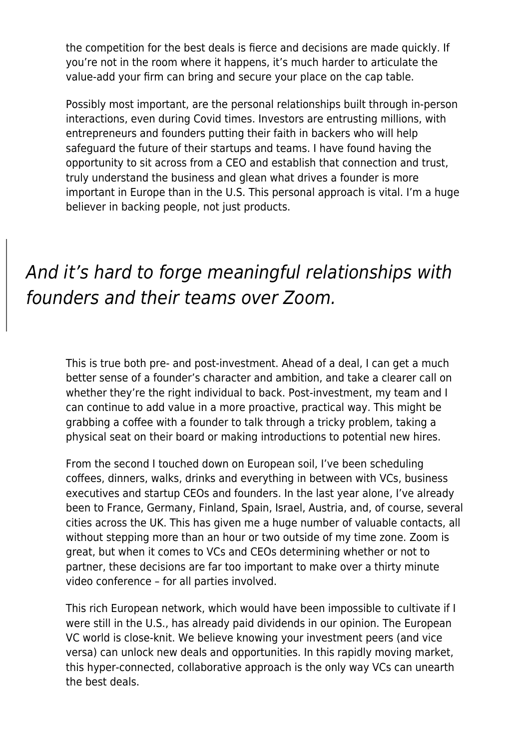the competition for the best deals is fierce and decisions are made quickly. If you're not in the room where it happens, it's much harder to articulate the value-add your firm can bring and secure your place on the cap table.

Possibly most important, are the personal relationships built through in-person interactions, even during Covid times. Investors are entrusting millions, with entrepreneurs and founders putting their faith in backers who will help safeguard the future of their startups and teams. I have found having the opportunity to sit across from a CEO and establish that connection and trust, truly understand the business and glean what drives a founder is more important in Europe than in the U.S. This personal approach is vital. I'm a huge believer in backing people, not just products.

> *And it's hard to forge meaningful relationships with founders and their teams over Zoom.*

This is true both pre- and post-investment. Ahead of a deal, I can get a much better sense of a founder's character and ambition, and take a clearer call on whether they're the right individual to back. Post-investment, my team and I can continue to add value in a more proactive, practical way. This might be grabbing a coffee with a founder to talk through a tricky problem, taking a physical seat on their board or making introductions to potential new hires.

From the second I touched down on European soil, I've been scheduling coffees, dinners, walks, drinks and everything in between with VCs, business executives and startup CEOs and founders. In the last year alone, I've already been to France, Germany, Finland, Spain, Israel, Austria, and, of course, several cities across the UK. This has given me a huge number of valuable contacts, all without stepping more than an hour or two outside of my time zone. Zoom is great, but when it comes to VCs and CEOs determining whether or not to partner, these decisions are far too important to make over a thirty minute video conference – for all parties involved.

This rich European network, which would have been impossible to cultivate if I were still in the U.S., has already paid dividends in our opinion. The European VC world is close-knit. We believe knowing your investment peers (and vice versa) can unlock new deals and opportunities. In this rapidly moving market, this hyper-connected, collaborative approach is the only way VCs can unearth the best deals.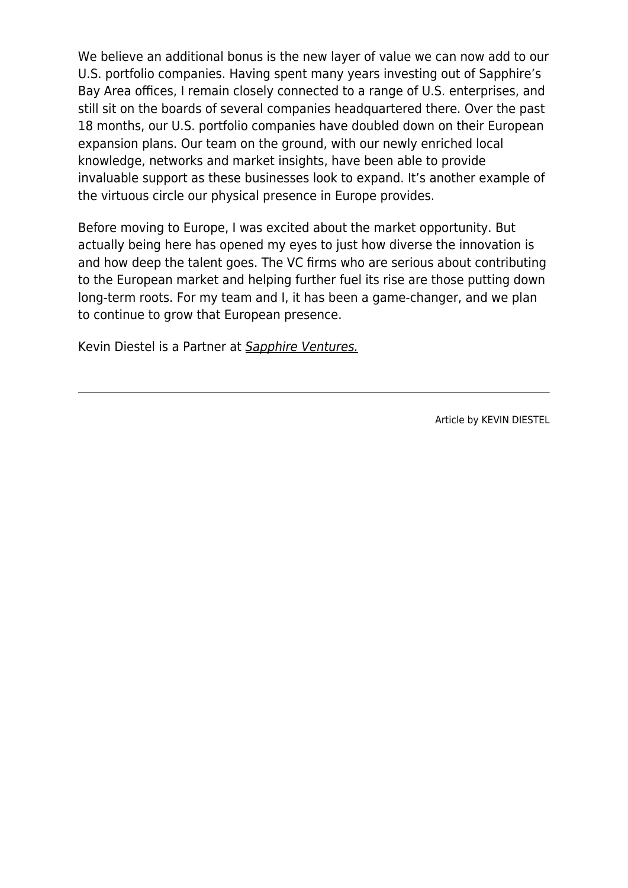We believe an additional bonus is the new layer of value we can now add to our U.S. portfolio companies. Having spent many years investing out of Sapphire's Bay Area offices, I remain closely connected to a range of U.S. enterprises, and still sit on the boards of several companies headquartered there. Over the past 18 months, our U.S. portfolio companies have doubled down on their European expansion plans. Our team on the ground, with our newly enriched local knowledge, networks and market insights, have been able to provide invaluable support as these businesses look to expand. It's another example of the virtuous circle our physical presence in Europe provides.

Before moving to Europe, I was excited about the market opportunity. But actually being here has opened my eyes to just how diverse the innovation is and how deep the talent goes. The VC firms who are serious about contributing to the European market and helping further fuel its rise are those putting down long-term roots. For my team and I, it has been a game-changer, and we plan to continue to grow that European presence.

Kevin Diestel is a Partner at *Sapphire Ventures.*

---

Article by KEVIN DIESTEL